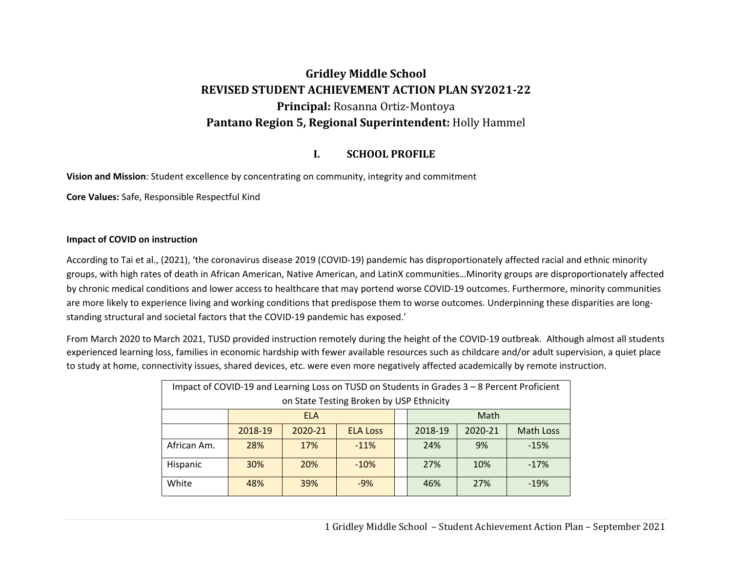# Gridley Middle School

# REVISED STUDENT ACHIEVEMENT ACTION PLAN SY2021-22

**Principal:** Rosanna Ortiz-Montoya

**Pantano Region 5, Regional Superintendent:** Holly Hammel

## I. SCHOOL PROFILE

**Vision and Mission**: Student excellence by concentrating on community, integrity and commitment

**Core Values:** Safe, Responsible Respectful Kind

**Impact of COVID on instruction**

According to Tai et al., (2021), 'the coronavirus disease 2019 (COVID-19) pandemic has disproportionately affected racial and ethnic minority groups, with high rates of death in African American, Native American, and LatinX communities…Minority groups are disproportionately affected by chronic medical conditions and lower access to healthcare that may portend worse COVID-19 outcomes. Furthermore, minority communities are more likely to experience living and working conditions that predispose them to worse outcomes. Underpinning these disparities are long-standing structural and societal factors that the COVID-19 pandemic has exposed.'

From March 2020 to March 2021, TUSD provided instruction remotely during the height of the COVID-19 outbreak. Although almost all students experienced learning loss, families in economic hardship with fewer available resources such as childcare and/or adult supervision, a quiet place to study at home, connectivity issues, shared devices, etc. were even more negatively affected academically by remote instruction.

| Impact of COVID-19 and Learning Loss on TUSD on Students in Grades 3 – 8 Percent Proficient on State Testing Broken by USP Ethnicity | | | | | | | |
|---|---|---|---|---|---|---|---|
| | ELA | | | | Math | | |
| | 2018-19 | 2020-21 | ELA Loss | | 2018-19 | 2020-21 | Math Loss |
| African Am. | 28% | 17% | -11% | | 24% | 9% | -15% |
| Hispanic | 30% | 20% | -10% | | 27% | 10% | -17% |
| White | 48% | 39% | -9% | | 46% | 27% | -19% |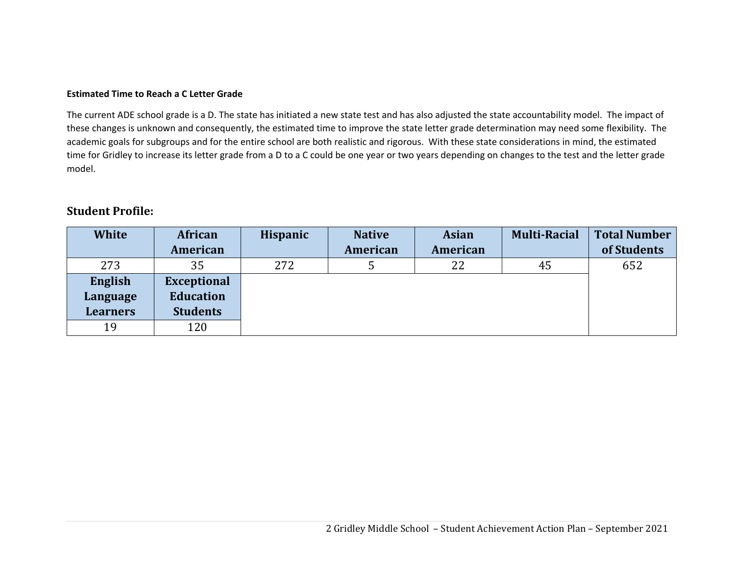**Estimated Time to Reach a C Letter Grade**

The current ADE school grade is a D. The state has initiated a new state test and has also adjusted the state accountability model. The impact of these changes is unknown and consequently, the estimated time to improve the state letter grade determination may need some flexibility. The academic goals for subgroups and for the entire school are both realistic and rigorous. With these state considerations in mind, the estimated time for Gridley to increase its letter grade from a D to a C could be one year or two years depending on changes to the test and the letter grade model.

## Student Profile:

| White | African American | Hispanic | Native American | Asian American | Multi-Racial | Total Number of Students |
|---|---|---|---|---|---|---|
| 273 | 35 | 272 | 5 | 22 | 45 | 652 |
| **English Language Learners** | **Exceptional Education Students** | | | | | |
| 19 | 120 | | | | | |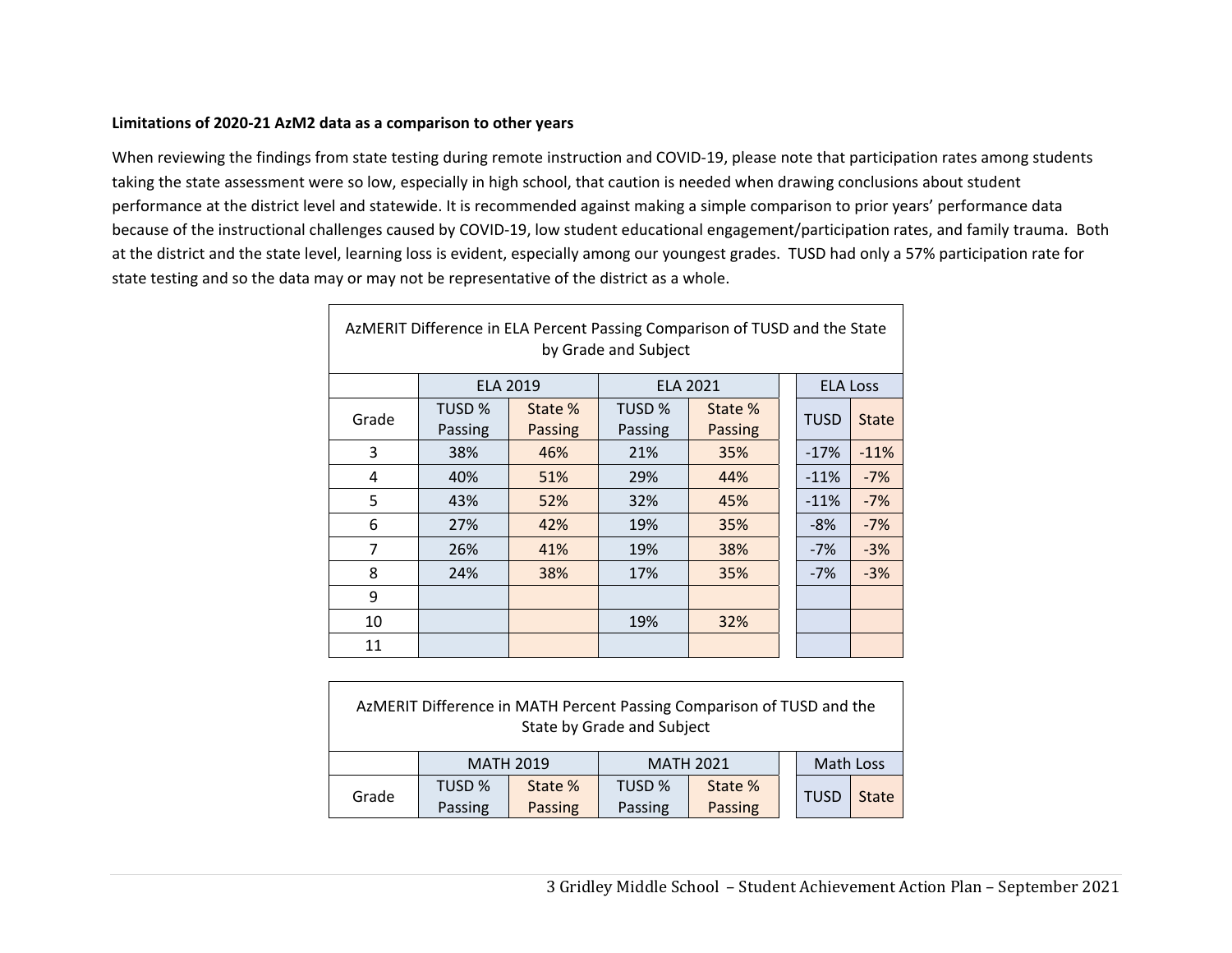**Limitations of 2020-21 AzM2 data as a comparison to other years**

When reviewing the findings from state testing during remote instruction and COVID-19, please note that participation rates among students taking the state assessment were so low, especially in high school, that caution is needed when drawing conclusions about student performance at the district level and statewide. It is recommended against making a simple comparison to prior years' performance data because of the instructional challenges caused by COVID-19, low student educational engagement/participation rates, and family trauma. Both at the district and the state level, learning loss is evident, especially among our youngest grades. TUSD had only a 57% participation rate for state testing and so the data may or may not be representative of the district as a whole.

AzMERIT Difference in ELA Percent Passing Comparison of TUSD and the State by Grade and Subject

| | ELA 2019 | | ELA 2021 | | ELA Loss | |
|---|---|---|---|---|---|---|
| Grade | TUSD % Passing | State % Passing | TUSD % Passing | State % Passing | TUSD | State |
| 3 | 38% | 46% | 21% | 35% | -17% | -11% |
| 4 | 40% | 51% | 29% | 44% | -11% | -7% |
| 5 | 43% | 52% | 32% | 45% | -11% | -7% |
| 6 | 27% | 42% | 19% | 35% | -8% | -7% |
| 7 | 26% | 41% | 19% | 38% | -7% | -3% |
| 8 | 24% | 38% | 17% | 35% | -7% | -3% |
| 9 | | | | | | |
| 10 | | | 19% | 32% | | |
| 11 | | | | | | |

AzMERIT Difference in MATH Percent Passing Comparison of TUSD and the State by Grade and Subject

| | MATH 2019 | | MATH 2021 | | Math Loss | |
|---|---|---|---|---|---|---|
| Grade | TUSD % Passing | State % Passing | TUSD % Passing | State % Passing | TUSD | State |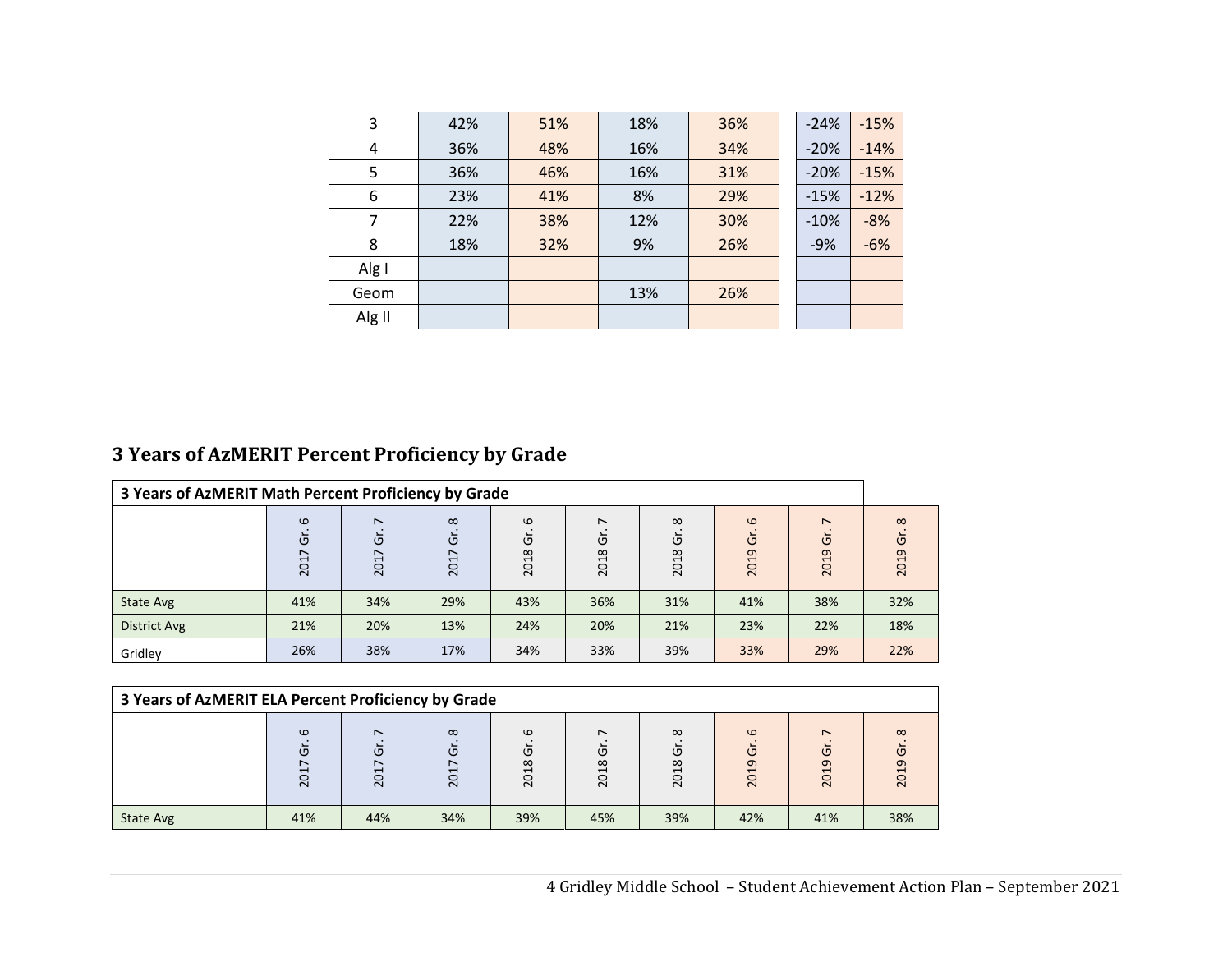| | | | | | | | |
|---|---|---|---|---|---|---|---|
| 3 | 42% | 51% | 18% | 36% | | -24% | -15% |
| 4 | 36% | 48% | 16% | 34% | | -20% | -14% |
| 5 | 36% | 46% | 16% | 31% | | -20% | -15% |
| 6 | 23% | 41% | 8% | 29% | | -15% | -12% |
| 7 | 22% | 38% | 12% | 30% | | -10% | -8% |
| 8 | 18% | 32% | 9% | 26% | | -9% | -6% |
| Alg I | | | | | | | |
| Geom | | | 13% | 26% | | | |
| Alg II | | | | | | | |

## 3 Years of AzMERIT Percent Proficiency by Grade

**3 Years of AzMERIT Math Percent Proficiency by Grade**

| | 2017 Gr. 6 | 2017 Gr. 7 | 2017 Gr. 8 | 2018 Gr. 6 | 2018 Gr. 7 | 2018 Gr. 8 | 2019 Gr. 6 | 2019 Gr. 7 | 2019 Gr. 8 |
|---|---|---|---|---|---|---|---|---|---|
| State Avg | 41% | 34% | 29% | 43% | 36% | 31% | 41% | 38% | 32% |
| District Avg | 21% | 20% | 13% | 24% | 20% | 21% | 23% | 22% | 18% |
| Gridley | 26% | 38% | 17% | 34% | 33% | 39% | 33% | 29% | 22% |

**3 Years of AzMERIT ELA Percent Proficiency by Grade**

| | 2017 Gr. 6 | 2017 Gr. 7 | 2017 Gr. 8 | 2018 Gr. 6 | 2018 Gr. 7 | 2018 Gr. 8 | 2019 Gr. 6 | 2019 Gr. 7 | 2019 Gr. 8 |
|---|---|---|---|---|---|---|---|---|---|
| State Avg | 41% | 44% | 34% | 39% | 45% | 39% | 42% | 41% | 38% |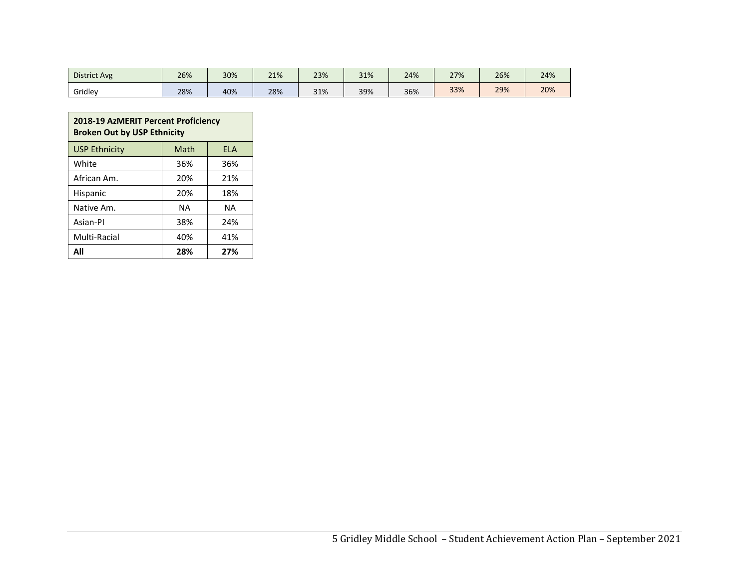| | | | | | | | | | |
|---|---|---|---|---|---|---|---|---|---|
| District Avg | 26% | 30% | 21% | 23% | 31% | 24% | 27% | 26% | 24% |
| Gridley | 28% | 40% | 28% | 31% | 39% | 36% | 33% | 29% | 20% |

| **2018-19 AzMERIT Percent Proficiency Broken Out by USP Ethnicity** | | |
|---|---|---|
| USP Ethnicity | Math | ELA |
| White | 36% | 36% |
| African Am. | 20% | 21% |
| Hispanic | 20% | 18% |
| Native Am. | NA | NA |
| Asian-PI | 38% | 24% |
| Multi-Racial | 40% | 41% |
| **All** | **28%** | **27%** |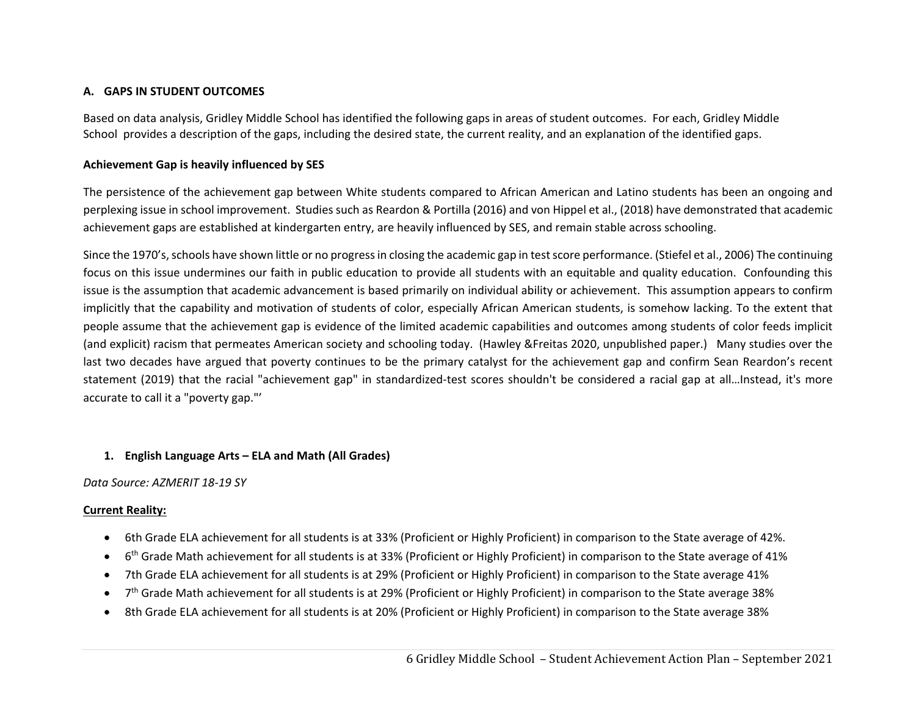## A. GAPS IN STUDENT OUTCOMES

Based on data analysis, Gridley Middle School has identified the following gaps in areas of student outcomes. For each, Gridley Middle School provides a description of the gaps, including the desired state, the current reality, and an explanation of the identified gaps.

**Achievement Gap is heavily influenced by SES**

The persistence of the achievement gap between White students compared to African American and Latino students has been an ongoing and perplexing issue in school improvement. Studies such as Reardon & Portilla (2016) and von Hippel et al., (2018) have demonstrated that academic achievement gaps are established at kindergarten entry, are heavily influenced by SES, and remain stable across schooling.

Since the 1970's, schools have shown little or no progress in closing the academic gap in test score performance. (Stiefel et al., 2006) The continuing focus on this issue undermines our faith in public education to provide all students with an equitable and quality education. Confounding this issue is the assumption that academic advancement is based primarily on individual ability or achievement. This assumption appears to confirm implicitly that the capability and motivation of students of color, especially African American students, is somehow lacking. To the extent that people assume that the achievement gap is evidence of the limited academic capabilities and outcomes among students of color feeds implicit (and explicit) racism that permeates American society and schooling today. (Hawley &Freitas 2020, unpublished paper.) Many studies over the last two decades have argued that poverty continues to be the primary catalyst for the achievement gap and confirm Sean Reardon's recent statement (2019) that the racial "achievement gap" in standardized-test scores shouldn't be considered a racial gap at all…Instead, it's more accurate to call it a "poverty gap."'

### 1. English Language Arts – ELA and Math (All Grades)

*Data Source: AZMERIT 18-19 SY*

**Current Reality:**

- 6th Grade ELA achievement for all students is at 33% (Proficient or Highly Proficient) in comparison to the State average of 42%.
- 6th Grade Math achievement for all students is at 33% (Proficient or Highly Proficient) in comparison to the State average of 41%
- 7th Grade ELA achievement for all students is at 29% (Proficient or Highly Proficient) in comparison to the State average 41%
- 7th Grade Math achievement for all students is at 29% (Proficient or Highly Proficient) in comparison to the State average 38%
- 8th Grade ELA achievement for all students is at 20% (Proficient or Highly Proficient) in comparison to the State average 38%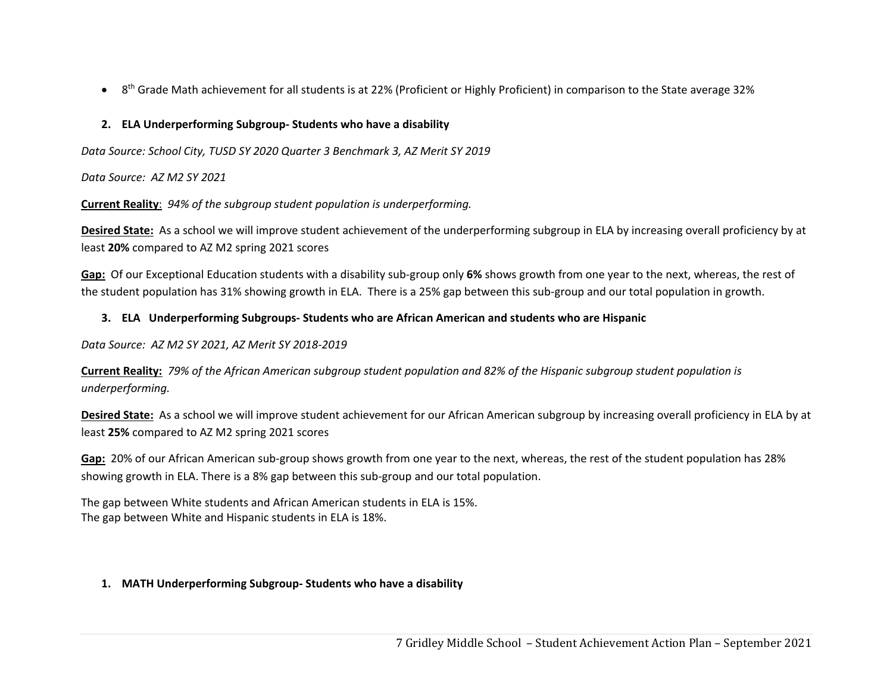- 8th Grade Math achievement for all students is at 22% (Proficient or Highly Proficient) in comparison to the State average 32%

2. **ELA Underperforming Subgroup- Students who have a disability**

*Data Source: School City, TUSD SY 2020 Quarter 3 Benchmark 3, AZ Merit SY 2019*

*Data Source: AZ M2 SY 2021*

**Current Reality**: *94% of the subgroup student population is underperforming.*

**Desired State:** As a school we will improve student achievement of the underperforming subgroup in ELA by increasing overall proficiency by at least **20%** compared to AZ M2 spring 2021 scores

**Gap:** Of our Exceptional Education students with a disability sub-group only **6%** shows growth from one year to the next, whereas, the rest of the student population has 31% showing growth in ELA. There is a 25% gap between this sub-group and our total population in growth.

3. **ELA Underperforming Subgroups- Students who are African American and students who are Hispanic**

*Data Source: AZ M2 SY 2021, AZ Merit SY 2018-2019*

**Current Reality:** *79% of the African American subgroup student population and 82% of the Hispanic subgroup student population is underperforming.*

**Desired State:** As a school we will improve student achievement for our African American subgroup by increasing overall proficiency in ELA by at least **25%** compared to AZ M2 spring 2021 scores

**Gap:** 20% of our African American sub-group shows growth from one year to the next, whereas, the rest of the student population has 28% showing growth in ELA. There is a 8% gap between this sub-group and our total population.

The gap between White students and African American students in ELA is 15%.
The gap between White and Hispanic students in ELA is 18%.

1. **MATH Underperforming Subgroup- Students who have a disability**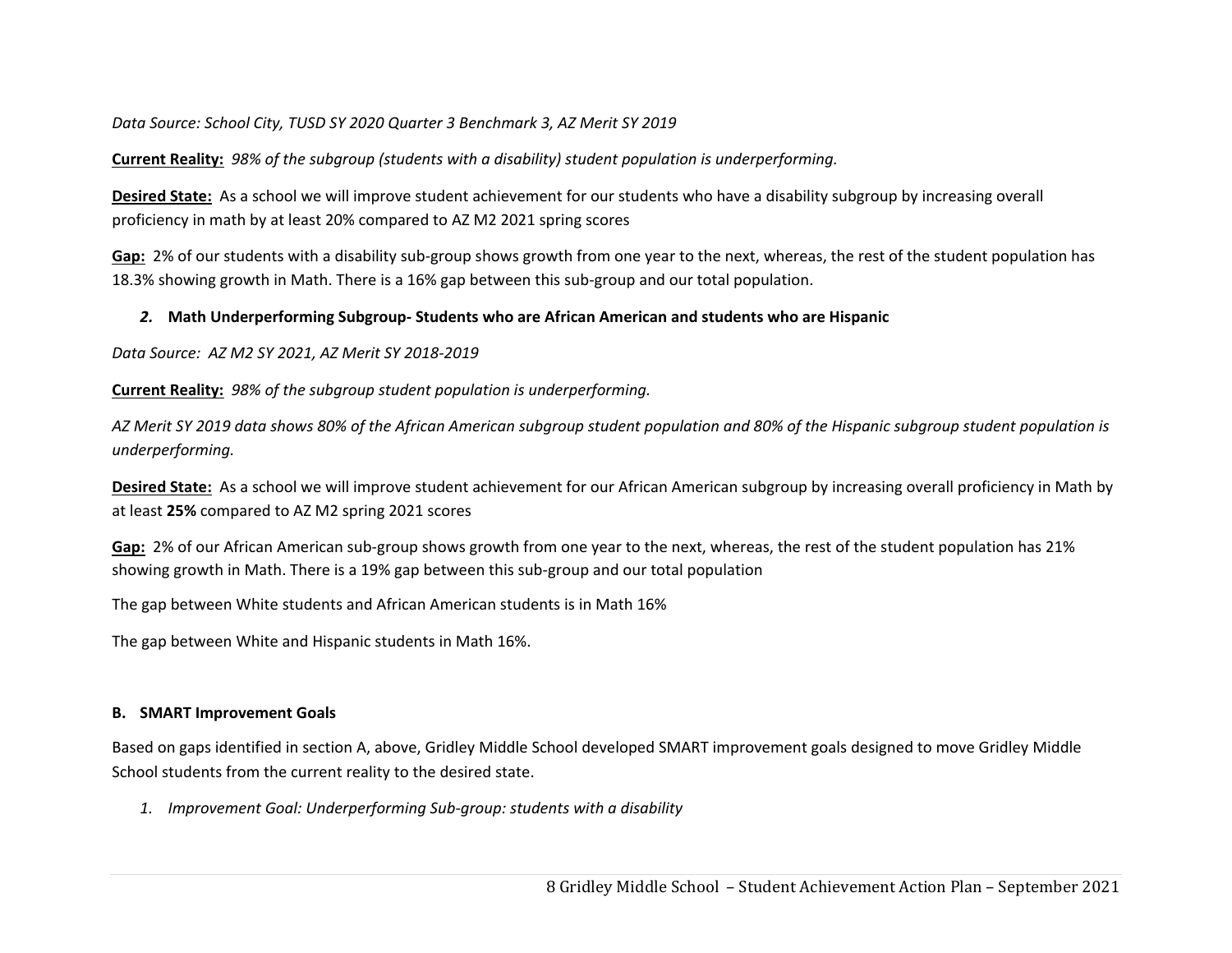*Data Source: School City, TUSD SY 2020 Quarter 3 Benchmark 3, AZ Merit SY 2019*

**Current Reality:** *98% of the subgroup (students with a disability) student population is underperforming.*

**Desired State:** As a school we will improve student achievement for our students who have a disability subgroup by increasing overall proficiency in math by at least 20% compared to AZ M2 2021 spring scores

**Gap:** 2% of our students with a disability sub-group shows growth from one year to the next, whereas, the rest of the student population has 18.3% showing growth in Math. There is a 16% gap between this sub-group and our total population.

2. **Math Underperforming Subgroup- Students who are African American and students who are Hispanic**

*Data Source: AZ M2 SY 2021, AZ Merit SY 2018-2019*

**Current Reality:** *98% of the subgroup student population is underperforming.*

*AZ Merit SY 2019 data shows 80% of the African American subgroup student population and 80% of the Hispanic subgroup student population is underperforming.*

**Desired State:** As a school we will improve student achievement for our African American subgroup by increasing overall proficiency in Math by at least **25%** compared to AZ M2 spring 2021 scores

**Gap:** 2% of our African American sub-group shows growth from one year to the next, whereas, the rest of the student population has 21% showing growth in Math. There is a 19% gap between this sub-group and our total population

The gap between White students and African American students is in Math 16%

The gap between White and Hispanic students in Math 16%.

**B. SMART Improvement Goals**

Based on gaps identified in section A, above, Gridley Middle School developed SMART improvement goals designed to move Gridley Middle School students from the current reality to the desired state.

1. *Improvement Goal: Underperforming Sub-group: students with a disability*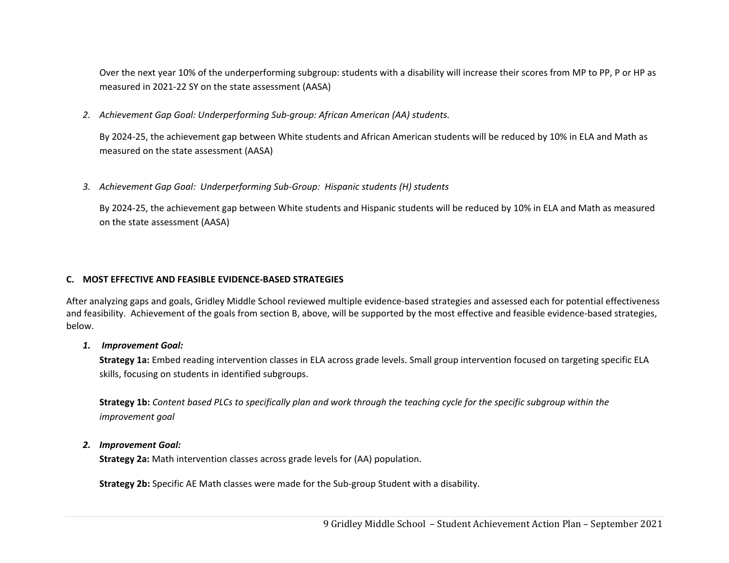Over the next year 10% of the underperforming subgroup: students with a disability will increase their scores from MP to PP, P or HP as measured in 2021-22 SY on the state assessment (AASA)

2. *Achievement Gap Goal: Underperforming Sub-group: African American (AA) students.*

   By 2024-25, the achievement gap between White students and African American students will be reduced by 10% in ELA and Math as measured on the state assessment (AASA)

3. *Achievement Gap Goal: Underperforming Sub-Group: Hispanic students (H) students*

   By 2024-25, the achievement gap between White students and Hispanic students will be reduced by 10% in ELA and Math as measured on the state assessment (AASA)

## C. MOST EFFECTIVE AND FEASIBLE EVIDENCE-BASED STRATEGIES

After analyzing gaps and goals, Gridley Middle School reviewed multiple evidence-based strategies and assessed each for potential effectiveness and feasibility. Achievement of the goals from section B, above, will be supported by the most effective and feasible evidence-based strategies, below.

1. ***Improvement Goal:***

   **Strategy 1a:** Embed reading intervention classes in ELA across grade levels. Small group intervention focused on targeting specific ELA skills, focusing on students in identified subgroups.

   **Strategy 1b:** *Content based PLCs to specifically plan and work through the teaching cycle for the specific subgroup within the improvement goal*

2. ***Improvement Goal:***

   **Strategy 2a:** Math intervention classes across grade levels for (AA) population.

   **Strategy 2b:** Specific AE Math classes were made for the Sub-group Student with a disability.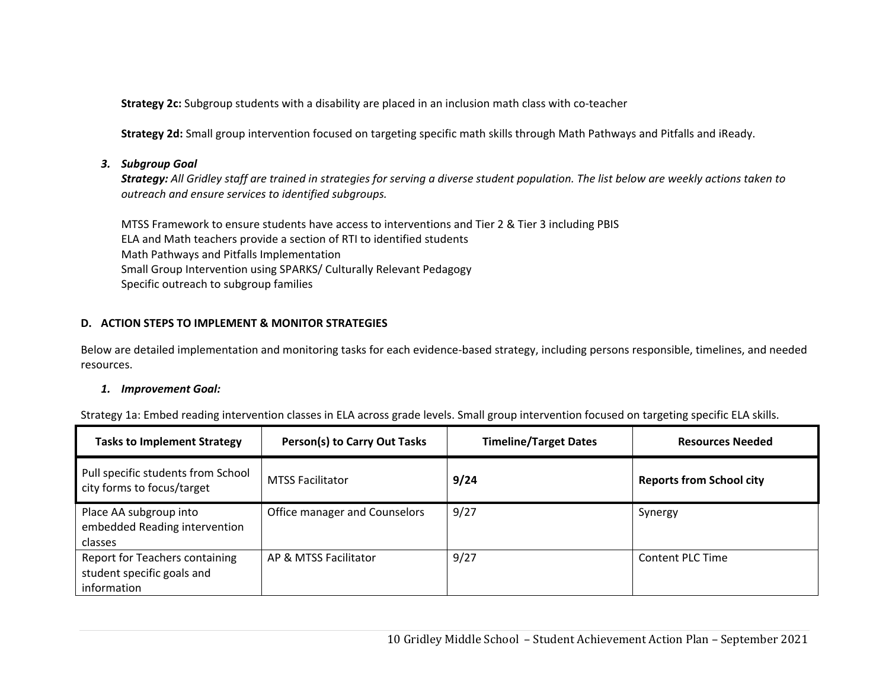**Strategy 2c:** Subgroup students with a disability are placed in an inclusion math class with co-teacher

**Strategy 2d:** Small group intervention focused on targeting specific math skills through Math Pathways and Pitfalls and iReady.

3. ***Subgroup Goal***

   ***Strategy:** All Gridley staff are trained in strategies for serving a diverse student population. The list below are weekly actions taken to outreach and ensure services to identified subgroups.*

   MTSS Framework to ensure students have access to interventions and Tier 2 & Tier 3 including PBIS
   ELA and Math teachers provide a section of RTI to identified students
   Math Pathways and Pitfalls Implementation
   Small Group Intervention using SPARKS/ Culturally Relevant Pedagogy
   Specific outreach to subgroup families

## D. ACTION STEPS TO IMPLEMENT & MONITOR STRATEGIES

Below are detailed implementation and monitoring tasks for each evidence-based strategy, including persons responsible, timelines, and needed resources.

1. ***Improvement Goal:***

Strategy 1a: Embed reading intervention classes in ELA across grade levels. Small group intervention focused on targeting specific ELA skills.

| Tasks to Implement Strategy | Person(s) to Carry Out Tasks | Timeline/Target Dates | Resources Needed |
|---|---|---|---|
| Pull specific students from School city forms to focus/target | MTSS Facilitator | **9/24** | **Reports from School city** |
| Place AA subgroup into embedded Reading intervention classes | Office manager and Counselors | 9/27 | Synergy |
| Report for Teachers containing student specific goals and information | AP & MTSS Facilitator | 9/27 | Content PLC Time |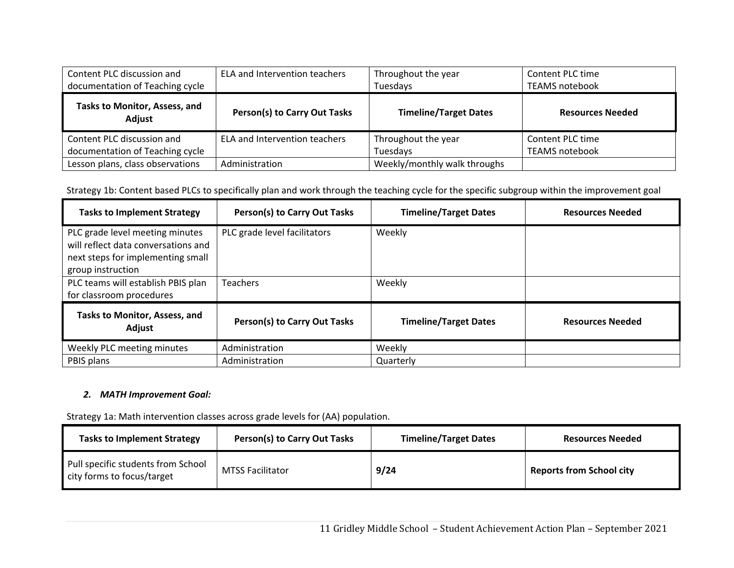| Content PLC discussion and documentation of Teaching cycle | ELA and Intervention teachers | Throughout the year Tuesdays | Content PLC time TEAMS notebook |
|---|---|---|---|
| **Tasks to Monitor, Assess, and Adjust** | **Person(s) to Carry Out Tasks** | **Timeline/Target Dates** | **Resources Needed** |
| Content PLC discussion and documentation of Teaching cycle | ELA and Intervention teachers | Throughout the year Tuesdays | Content PLC time TEAMS notebook |
| Lesson plans, class observations | Administration | Weekly/monthly walk throughs | |

Strategy 1b: Content based PLCs to specifically plan and work through the teaching cycle for the specific subgroup within the improvement goal

| Tasks to Implement Strategy | Person(s) to Carry Out Tasks | Timeline/Target Dates | Resources Needed |
|---|---|---|---|
| PLC grade level meeting minutes will reflect data conversations and next steps for implementing small group instruction | PLC grade level facilitators | Weekly | |
| PLC teams will establish PBIS plan for classroom procedures | Teachers | Weekly | |
| **Tasks to Monitor, Assess, and Adjust** | **Person(s) to Carry Out Tasks** | **Timeline/Target Dates** | **Resources Needed** |
| Weekly PLC meeting minutes | Administration | Weekly | |
| PBIS plans | Administration | Quarterly | |

### *2. MATH Improvement Goal:*

Strategy 1a: Math intervention classes across grade levels for (AA) population.

| Tasks to Implement Strategy | Person(s) to Carry Out Tasks | Timeline/Target Dates | Resources Needed |
|---|---|---|---|
| Pull specific students from School city forms to focus/target | MTSS Facilitator | **9/24** | **Reports from School city** |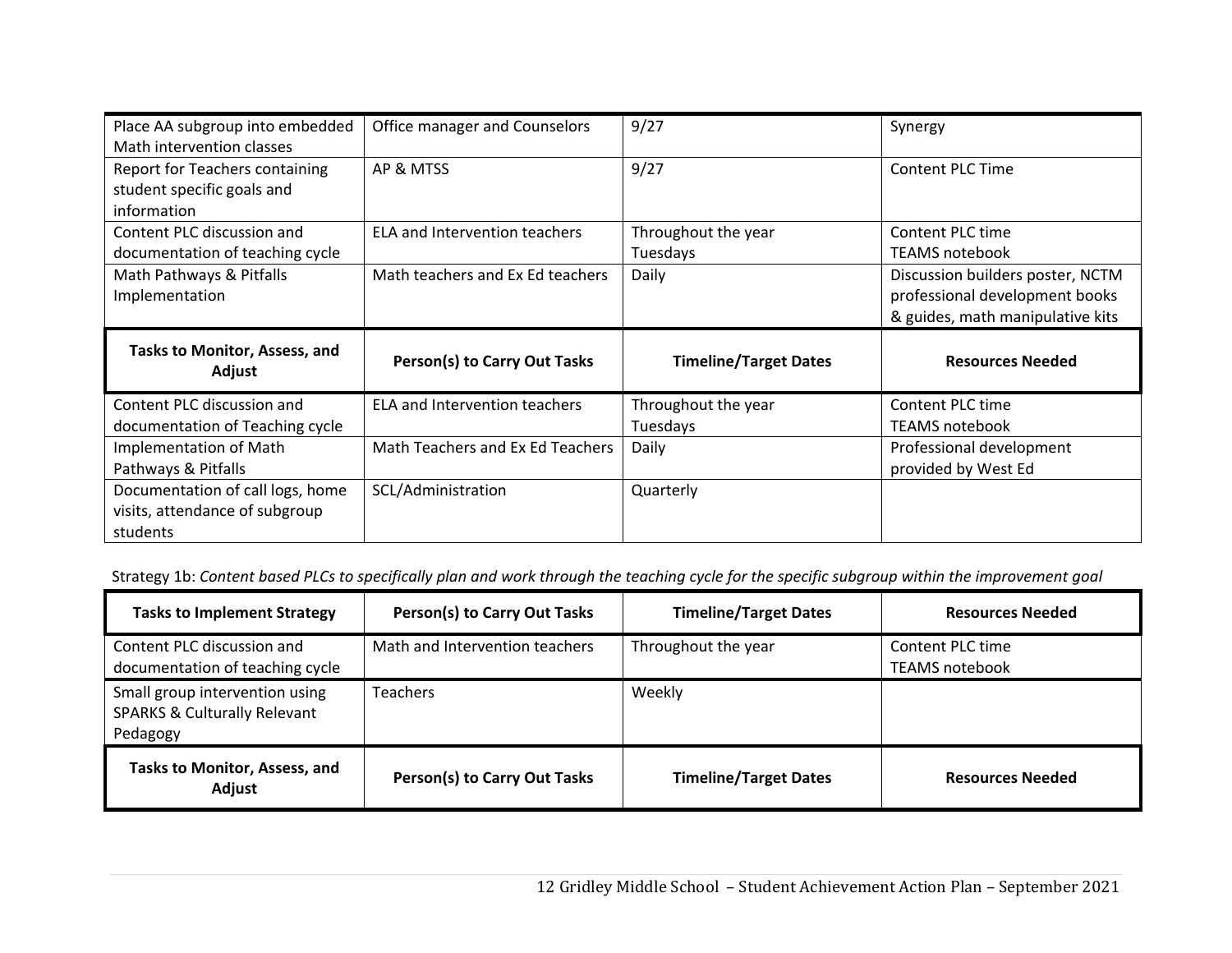| Place AA subgroup into embedded Math intervention classes | Office manager and Counselors | 9/27 | Synergy |
|---|---|---|---|
| Report for Teachers containing student specific goals and information | AP & MTSS | 9/27 | Content PLC Time |
| Content PLC discussion and documentation of teaching cycle | ELA and Intervention teachers | Throughout the year Tuesdays | Content PLC time TEAMS notebook |
| Math Pathways & Pitfalls Implementation | Math teachers and Ex Ed teachers | Daily | Discussion builders poster, NCTM professional development books & guides, math manipulative kits |
| **Tasks to Monitor, Assess, and Adjust** | **Person(s) to Carry Out Tasks** | **Timeline/Target Dates** | **Resources Needed** |
| Content PLC discussion and documentation of Teaching cycle | ELA and Intervention teachers | Throughout the year Tuesdays | Content PLC time TEAMS notebook |
| Implementation of Math Pathways & Pitfalls | Math Teachers and Ex Ed Teachers | Daily | Professional development provided by West Ed |
| Documentation of call logs, home visits, attendance of subgroup students | SCL/Administration | Quarterly | |

Strategy 1b: *Content based PLCs to specifically plan and work through the teaching cycle for the specific subgroup within the improvement goal*

| Tasks to Implement Strategy | Person(s) to Carry Out Tasks | Timeline/Target Dates | Resources Needed |
|---|---|---|---|
| Content PLC discussion and documentation of teaching cycle | Math and Intervention teachers | Throughout the year | Content PLC time TEAMS notebook |
| Small group intervention using SPARKS & Culturally Relevant Pedagogy | Teachers | Weekly | |
| **Tasks to Monitor, Assess, and Adjust** | **Person(s) to Carry Out Tasks** | **Timeline/Target Dates** | **Resources Needed** |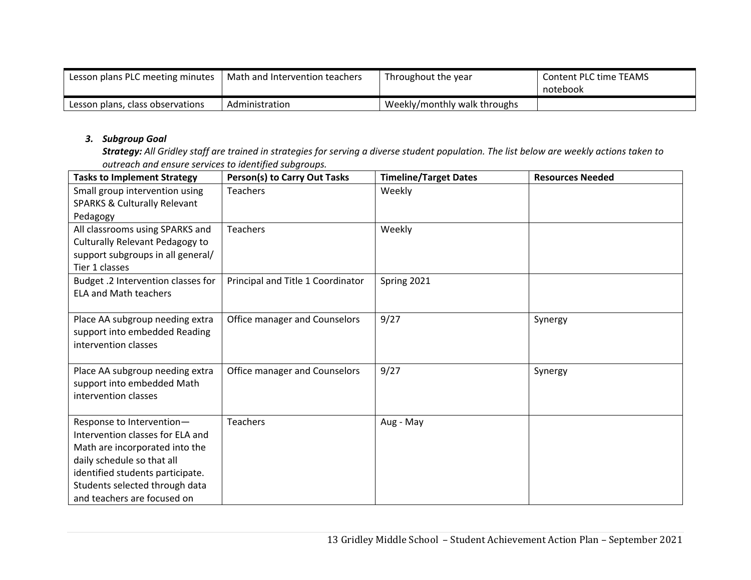| Lesson plans PLC meeting minutes | Math and Intervention teachers | Throughout the year | Content PLC time TEAMS notebook |
|---|---|---|---|
| Lesson plans, class observations | Administration | Weekly/monthly walk throughs | |

### *3. Subgroup Goal*

***Strategy:*** *All Gridley staff are trained in strategies for serving a diverse student population. The list below are weekly actions taken to outreach and ensure services to identified subgroups.*

| Tasks to Implement Strategy | Person(s) to Carry Out Tasks | Timeline/Target Dates | Resources Needed |
|---|---|---|---|
| Small group intervention using SPARKS & Culturally Relevant Pedagogy | Teachers | Weekly | |
| All classrooms using SPARKS and Culturally Relevant Pedagogy to support subgroups in all general/ Tier 1 classes | Teachers | Weekly | |
| Budget .2 Intervention classes for ELA and Math teachers | Principal and Title 1 Coordinator | Spring 2021 | |
| Place AA subgroup needing extra support into embedded Reading intervention classes | Office manager and Counselors | 9/27 | Synergy |
| Place AA subgroup needing extra support into embedded Math intervention classes | Office manager and Counselors | 9/27 | Synergy |
| Response to Intervention—Intervention classes for ELA and Math are incorporated into the daily schedule so that all identified students participate. Students selected through data and teachers are focused on | Teachers | Aug - May | |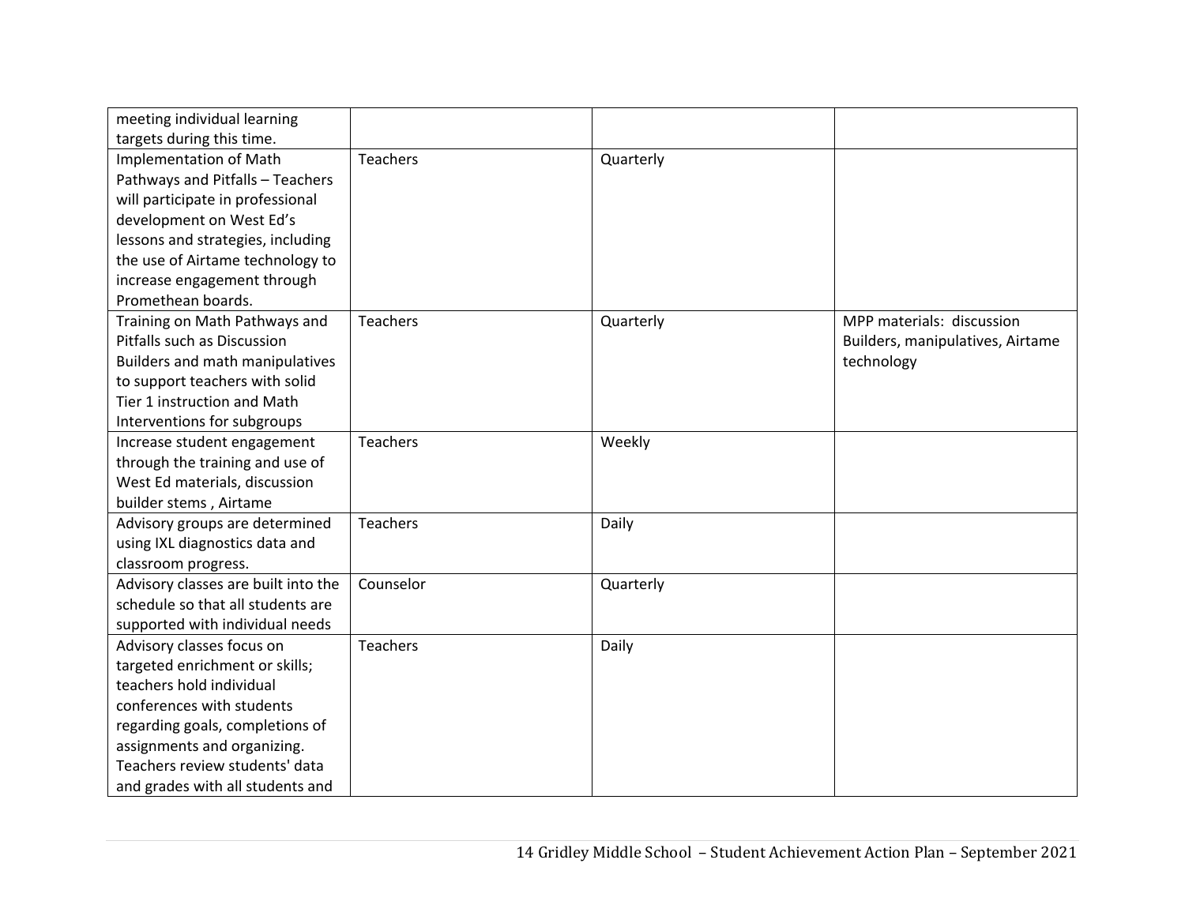| | | | |
|---|---|---|---|
| meeting individual learning targets during this time. | | | |
| Implementation of Math Pathways and Pitfalls – Teachers will participate in professional development on West Ed's lessons and strategies, including the use of Airtame technology to increase engagement through Promethean boards. | Teachers | Quarterly | |
| Training on Math Pathways and Pitfalls such as Discussion Builders and math manipulatives to support teachers with solid Tier 1 instruction and Math Interventions for subgroups | Teachers | Quarterly | MPP materials: discussion Builders, manipulatives, Airtame technology |
| Increase student engagement through the training and use of West Ed materials, discussion builder stems , Airtame | Teachers | Weekly | |
| Advisory groups are determined using IXL diagnostics data and classroom progress. | Teachers | Daily | |
| Advisory classes are built into the schedule so that all students are supported with individual needs | Counselor | Quarterly | |
| Advisory classes focus on targeted enrichment or skills; teachers hold individual conferences with students regarding goals, completions of assignments and organizing. Teachers review students' data and grades with all students and | Teachers | Daily | |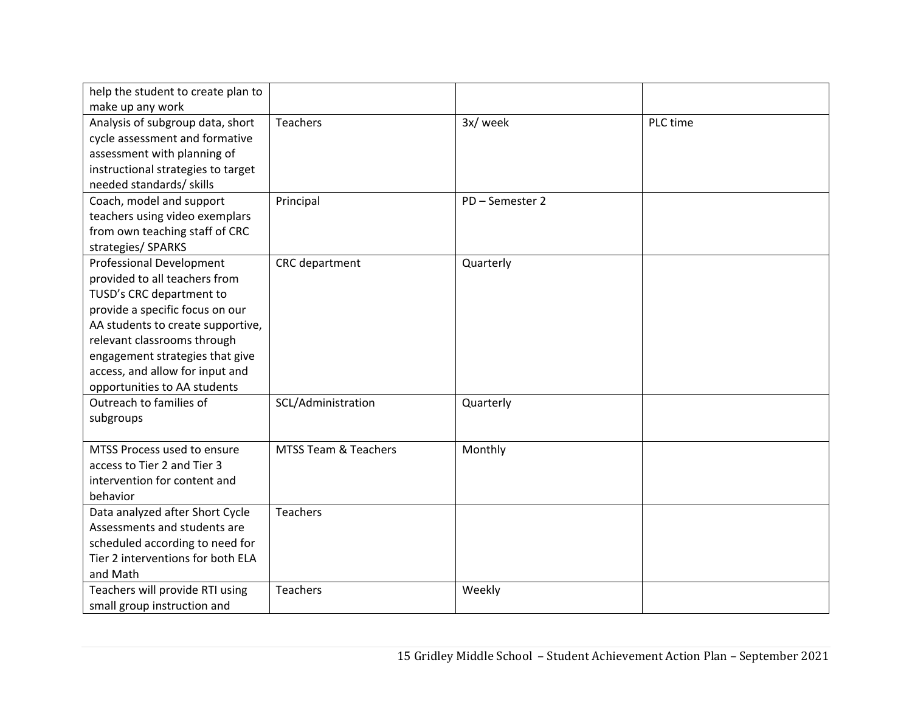| | | | |
|---|---|---|---|
| help the student to create plan to make up any work | | | |
| Analysis of subgroup data, short cycle assessment and formative assessment with planning of instructional strategies to target needed standards/ skills | Teachers | 3x/ week | PLC time |
| Coach, model and support teachers using video exemplars from own teaching staff of CRC strategies/ SPARKS | Principal | PD – Semester 2 | |
| Professional Development provided to all teachers from TUSD's CRC department to provide a specific focus on our AA students to create supportive, relevant classrooms through engagement strategies that give access, and allow for input and opportunities to AA students | CRC department | Quarterly | |
| Outreach to families of subgroups | SCL/Administration | Quarterly | |
| MTSS Process used to ensure access to Tier 2 and Tier 3 intervention for content and behavior | MTSS Team & Teachers | Monthly | |
| Data analyzed after Short Cycle Assessments and students are scheduled according to need for Tier 2 interventions for both ELA and Math | Teachers | | |
| Teachers will provide RTI using small group instruction and | Teachers | Weekly | |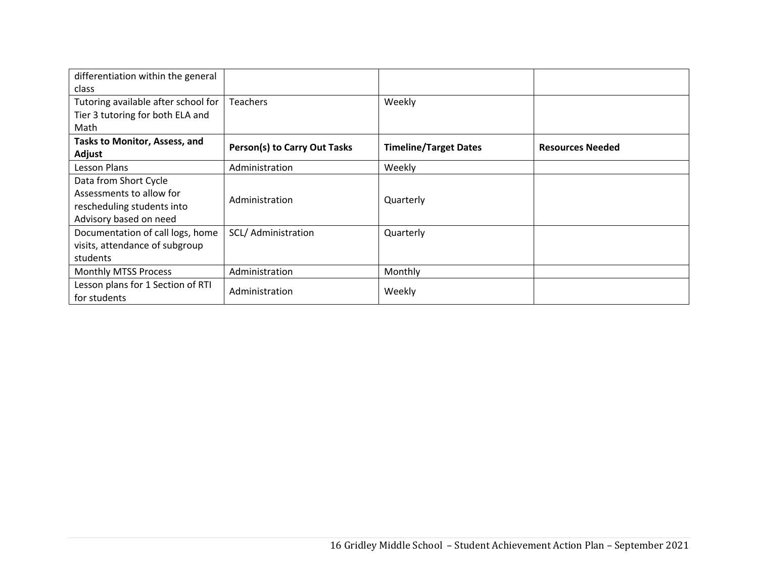| differentiation within the general class | | | |
|---|---|---|---|
| Tutoring available after school for Tier 3 tutoring for both ELA and Math | Teachers | Weekly | |
| **Tasks to Monitor, Assess, and Adjust** | **Person(s) to Carry Out Tasks** | **Timeline/Target Dates** | **Resources Needed** |
| Lesson Plans | Administration | Weekly | |
| Data from Short Cycle Assessments to allow for rescheduling students into Advisory based on need | Administration | Quarterly | |
| Documentation of call logs, home visits, attendance of subgroup students | SCL/ Administration | Quarterly | |
| Monthly MTSS Process | Administration | Monthly | |
| Lesson plans for 1 Section of RTI for students | Administration | Weekly | |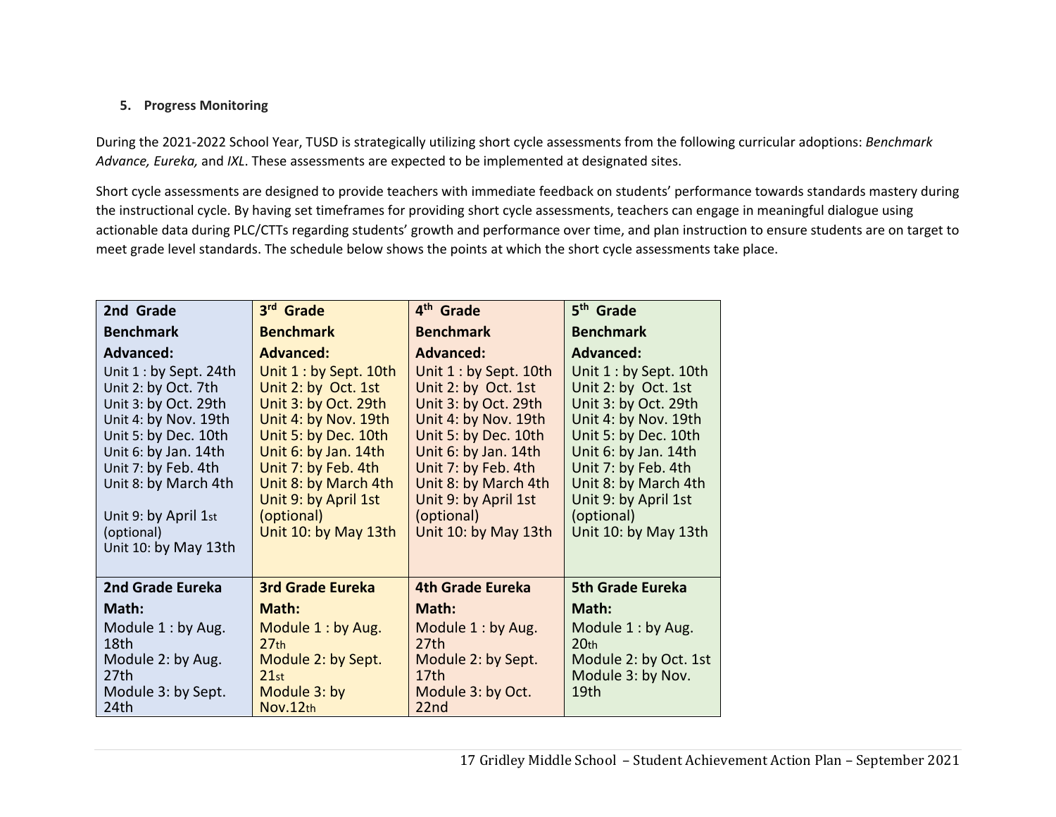5. **Progress Monitoring**

During the 2021-2022 School Year, TUSD is strategically utilizing short cycle assessments from the following curricular adoptions: *Benchmark Advance, Eureka,* and *IXL*. These assessments are expected to be implemented at designated sites.

Short cycle assessments are designed to provide teachers with immediate feedback on students' performance towards standards mastery during the instructional cycle. By having set timeframes for providing short cycle assessments, teachers can engage in meaningful dialogue using actionable data during PLC/CTTs regarding students' growth and performance over time, and plan instruction to ensure students are on target to meet grade level standards. The schedule below shows the points at which the short cycle assessments take place.

| **2nd Grade Benchmark Advanced:** | **3rd Grade Benchmark Advanced:** | **4th Grade Benchmark Advanced:** | **5th Grade Benchmark Advanced:** |
|---|---|---|---|
| Unit 1 : by Sept. 24th<br>Unit 2: by Oct. 7th<br>Unit 3: by Oct. 29th<br>Unit 4: by Nov. 19th<br>Unit 5: by Dec. 10th<br>Unit 6: by Jan. 14th<br>Unit 7: by Feb. 4th<br>Unit 8: by March 4th<br><br>Unit 9: by April 1st (optional)<br>Unit 10: by May 13th | Unit 1 : by Sept. 10th<br>Unit 2: by Oct. 1st<br>Unit 3: by Oct. 29th<br>Unit 4: by Nov. 19th<br>Unit 5: by Dec. 10th<br>Unit 6: by Jan. 14th<br>Unit 7: by Feb. 4th<br>Unit 8: by March 4th<br>Unit 9: by April 1st (optional)<br>Unit 10: by May 13th | Unit 1 : by Sept. 10th<br>Unit 2: by Oct. 1st<br>Unit 3: by Oct. 29th<br>Unit 4: by Nov. 19th<br>Unit 5: by Dec. 10th<br>Unit 6: by Jan. 14th<br>Unit 7: by Feb. 4th<br>Unit 8: by March 4th<br>Unit 9: by April 1st (optional)<br>Unit 10: by May 13th | Unit 1 : by Sept. 10th<br>Unit 2: by Oct. 1st<br>Unit 3: by Oct. 29th<br>Unit 4: by Nov. 19th<br>Unit 5: by Dec. 10th<br>Unit 6: by Jan. 14th<br>Unit 7: by Feb. 4th<br>Unit 8: by March 4th<br>Unit 9: by April 1st (optional)<br>Unit 10: by May 13th |
| **2nd Grade Eureka Math:**<br>Module 1 : by Aug. 18th<br>Module 2: by Aug. 27th<br>Module 3: by Sept. 24th | **3rd Grade Eureka Math:**<br>Module 1 : by Aug. 27th<br>Module 2: by Sept. 21st<br>Module 3: by Nov.12th | **4th Grade Eureka Math:**<br>Module 1 : by Aug. 27th<br>Module 2: by Sept. 17th<br>Module 3: by Oct. 22nd | **5th Grade Eureka Math:**<br>Module 1 : by Aug. 20th<br>Module 2: by Oct. 1st<br>Module 3: by Nov. 19th |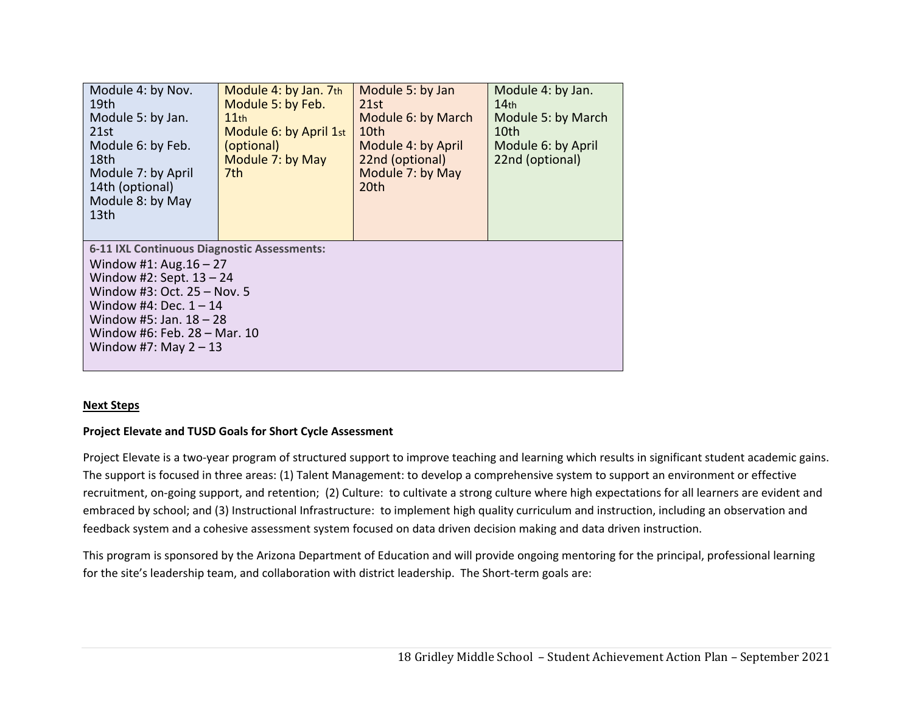| | | | |
|---|---|---|---|
| Module 4: by Nov. 19th<br>Module 5: by Jan. 21st<br>Module 6: by Feb. 18th<br>Module 7: by April 14th (optional)<br>Module 8: by May 13th | Module 4: by Jan. 7th<br>Module 5: by Feb. 11th<br>Module 6: by April 1st (optional)<br>Module 7: by May 7th | Module 5: by Jan 21st<br>Module 6: by March 10th<br>Module 4: by April 22nd (optional)<br>Module 7: by May 20th | Module 4: by Jan. 14th<br>Module 5: by March 10th<br>Module 6: by April 22nd (optional) |
| **6-11 IXL Continuous Diagnostic Assessments:**<br>Window #1: Aug.16 – 27<br>Window #2: Sept. 13 – 24<br>Window #3: Oct. 25 – Nov. 5<br>Window #4: Dec. 1 – 14<br>Window #5: Jan. 18 – 28<br>Window #6: Feb. 28 – Mar. 10<br>Window #7: May 2 – 13 | | | |

**Next Steps**

**Project Elevate and TUSD Goals for Short Cycle Assessment**

Project Elevate is a two-year program of structured support to improve teaching and learning which results in significant student academic gains. The support is focused in three areas: (1) Talent Management: to develop a comprehensive system to support an environment or effective recruitment, on-going support, and retention; (2) Culture: to cultivate a strong culture where high expectations for all learners are evident and embraced by school; and (3) Instructional Infrastructure: to implement high quality curriculum and instruction, including an observation and feedback system and a cohesive assessment system focused on data driven decision making and data driven instruction.

This program is sponsored by the Arizona Department of Education and will provide ongoing mentoring for the principal, professional learning for the site's leadership team, and collaboration with district leadership. The Short-term goals are: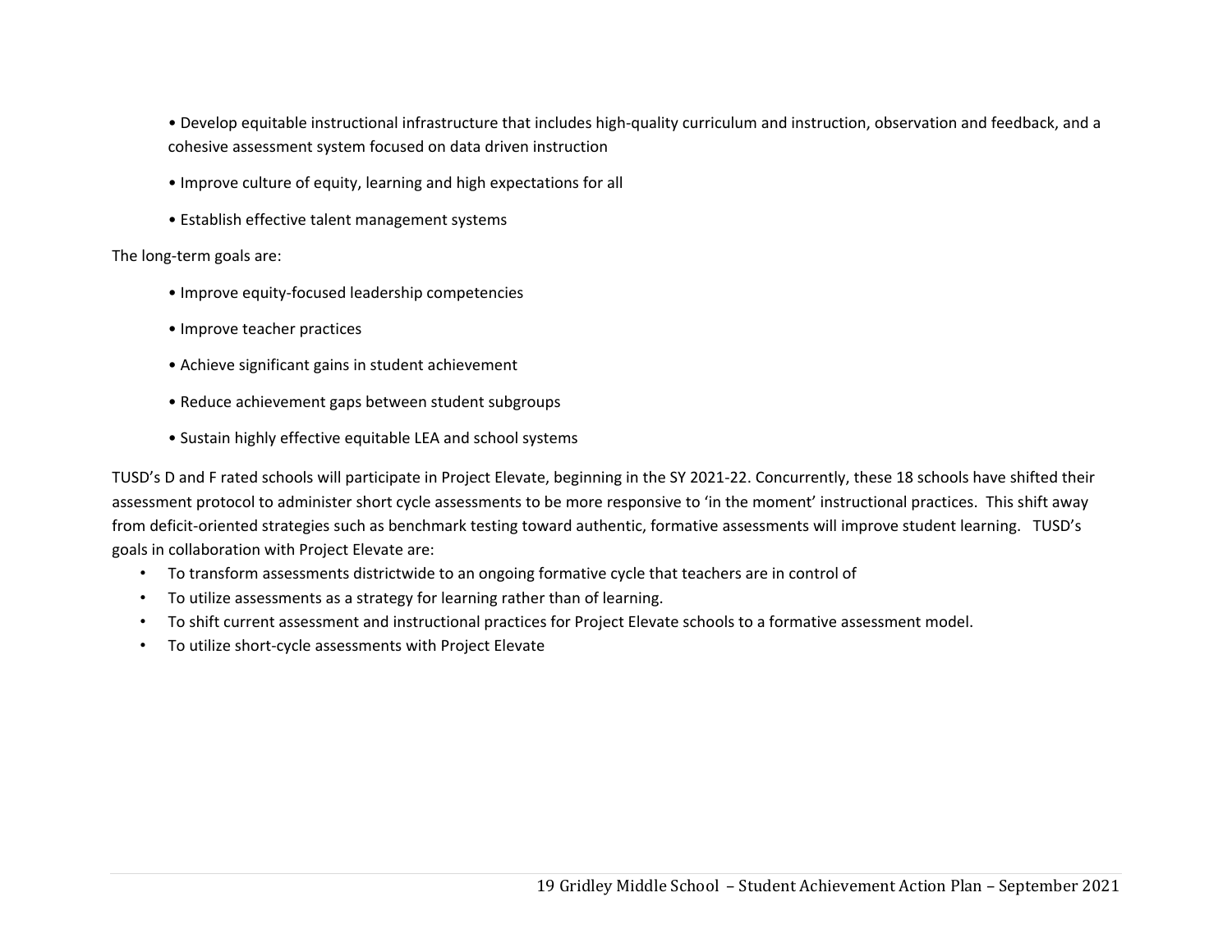- Develop equitable instructional infrastructure that includes high-quality curriculum and instruction, observation and feedback, and a cohesive assessment system focused on data driven instruction
- Improve culture of equity, learning and high expectations for all
- Establish effective talent management systems

The long-term goals are:

- Improve equity-focused leadership competencies
- Improve teacher practices
- Achieve significant gains in student achievement
- Reduce achievement gaps between student subgroups
- Sustain highly effective equitable LEA and school systems

TUSD's D and F rated schools will participate in Project Elevate, beginning in the SY 2021-22. Concurrently, these 18 schools have shifted their assessment protocol to administer short cycle assessments to be more responsive to 'in the moment' instructional practices. This shift away from deficit-oriented strategies such as benchmark testing toward authentic, formative assessments will improve student learning. TUSD's goals in collaboration with Project Elevate are:

- To transform assessments districtwide to an ongoing formative cycle that teachers are in control of
- To utilize assessments as a strategy for learning rather than of learning.
- To shift current assessment and instructional practices for Project Elevate schools to a formative assessment model.
- To utilize short-cycle assessments with Project Elevate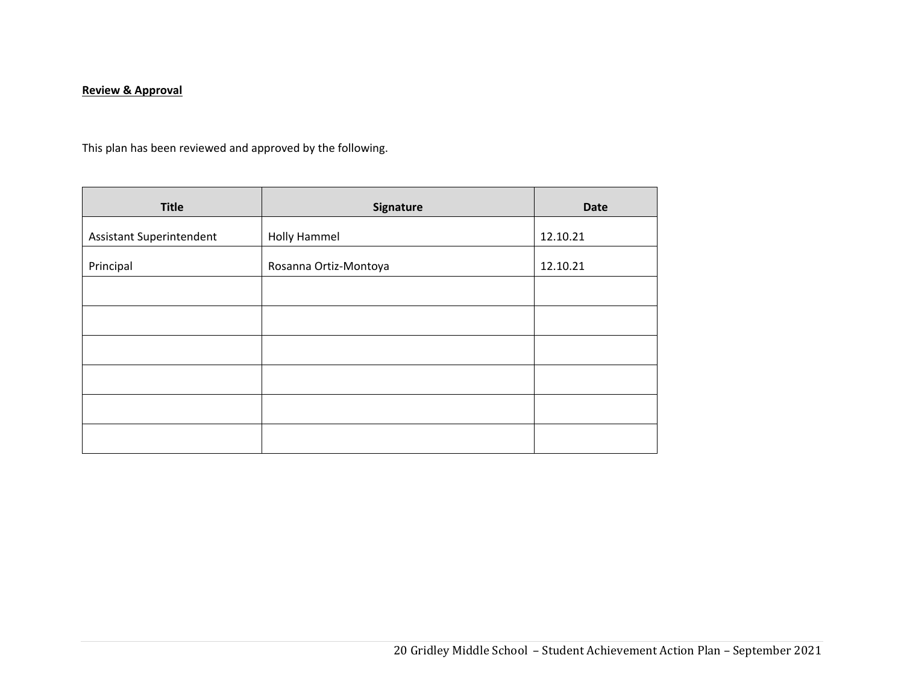**Review & Approval**

This plan has been reviewed and approved by the following.

| Title | Signature | Date |
|---|---|---|
| Assistant Superintendent | Holly Hammel | 12.10.21 |
| Principal | Rosanna Ortiz-Montoya | 12.10.21 |
| | | |
| | | |
| | | |
| | | |
| | | |
| | | |